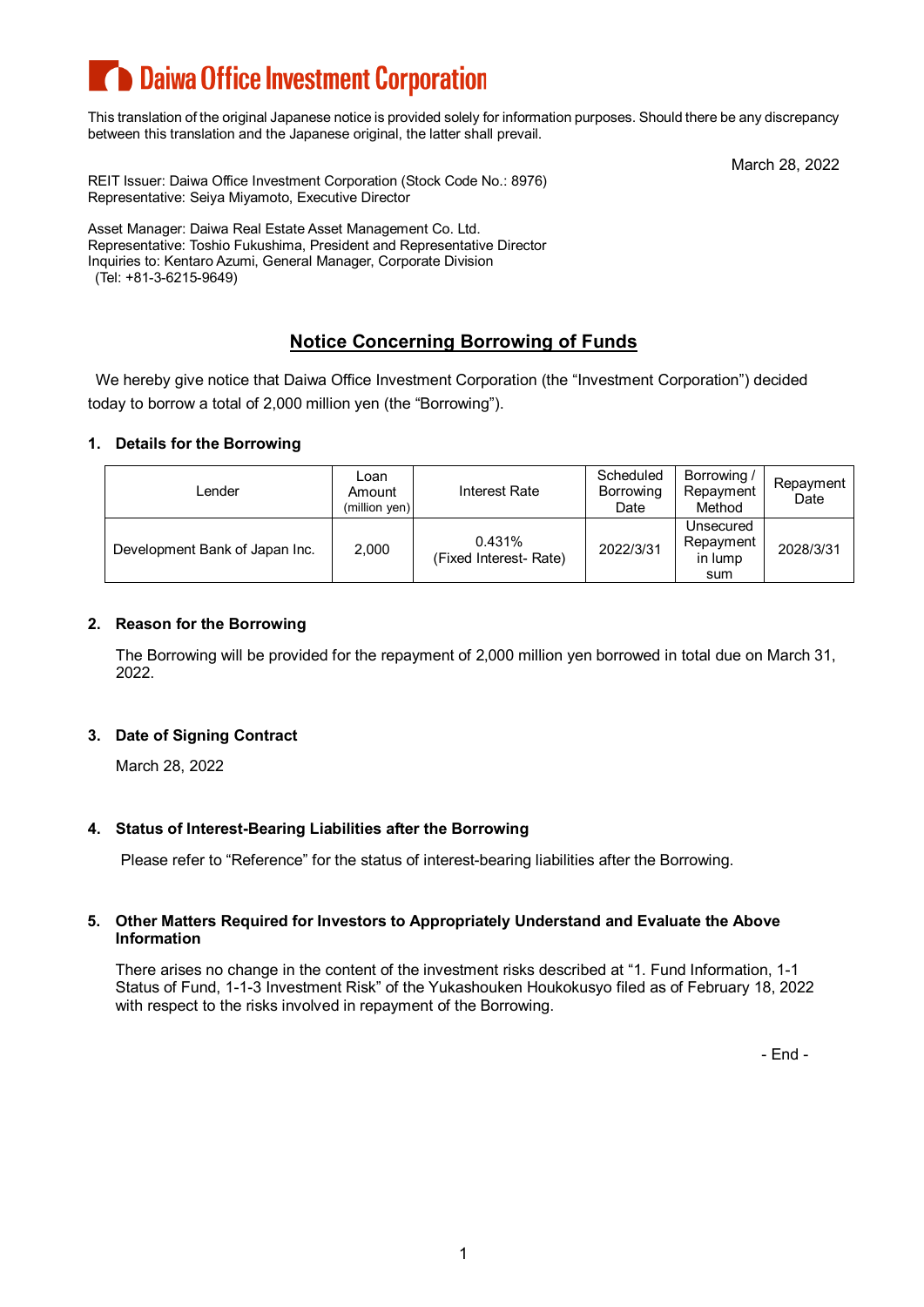# Daiwa Office Investment Corporation

This translation of the original Japanese notice is provided solely for information purposes. Should there be any discrepancy between this translation and the Japanese original, the latter shall prevail.

March 28, 2022

REIT Issuer: Daiwa Office Investment Corporation (Stock Code No.: 8976)
Representative: Seiya Miyamoto, Executive Director

Asset Manager: Daiwa Real Estate Asset Management Co. Ltd.
Representative: Toshio Fukushima, President and Representative Director
Inquiries to: Kentaro Azumi, General Manager, Corporate Division
(Tel: +81-3-6215-9649)

## Notice Concerning Borrowing of Funds

We hereby give notice that Daiwa Office Investment Corporation (the "Investment Corporation") decided today to borrow a total of 2,000 million yen (the "Borrowing").

### 1. Details for the Borrowing

| Lender | Loan Amount (million yen) | Interest Rate | Scheduled Borrowing Date | Borrowing / Repayment Method | Repayment Date |
|---|---|---|---|---|---|
| Development Bank of Japan Inc. | 2,000 | 0.431% (Fixed Interest- Rate) | 2022/3/31 | Unsecured Repayment in lump sum | 2028/3/31 |

### 2. Reason for the Borrowing

The Borrowing will be provided for the repayment of 2,000 million yen borrowed in total due on March 31, 2022.

### 3. Date of Signing Contract

March 28, 2022

### 4. Status of Interest-Bearing Liabilities after the Borrowing

Please refer to "Reference" for the status of interest-bearing liabilities after the Borrowing.

### 5. Other Matters Required for Investors to Appropriately Understand and Evaluate the Above Information

There arises no change in the content of the investment risks described at "1. Fund Information, 1-1 Status of Fund, 1-1-3 Investment Risk" of the Yukashouken Houkokusyo filed as of February 18, 2022 with respect to the risks involved in repayment of the Borrowing.

- End -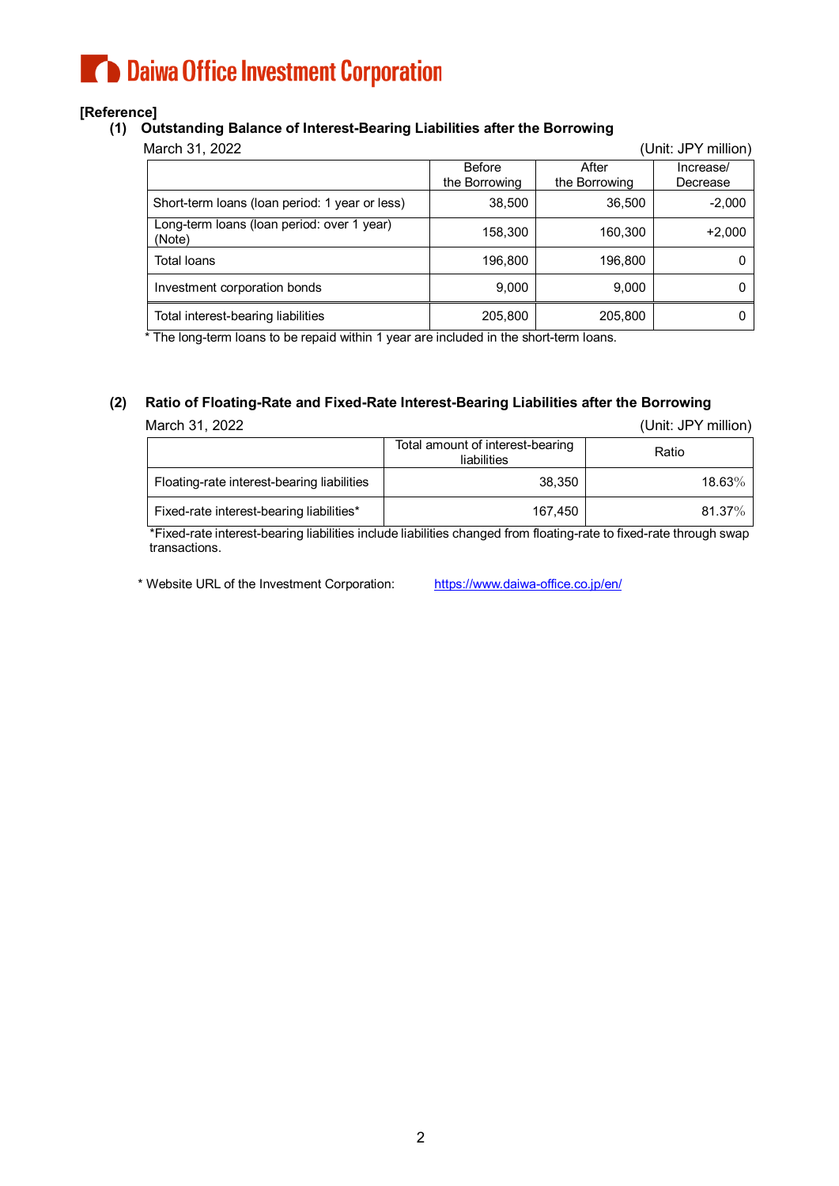**[Reference]**

**(1) Outstanding Balance of Interest-Bearing Liabilities after the Borrowing**

March 31, 2022 (Unit: JPY million)

| | Before the Borrowing | After the Borrowing | Increase/ Decrease |
|---|---|---|---|
| Short-term loans (loan period: 1 year or less) | 38,500 | 36,500 | -2,000 |
| Long-term loans (loan period: over 1 year) (Note) | 158,300 | 160,300 | +2,000 |
| Total loans | 196,800 | 196,800 | 0 |
| Investment corporation bonds | 9,000 | 9,000 | 0 |
| Total interest-bearing liabilities | 205,800 | 205,800 | 0 |

* The long-term loans to be repaid within 1 year are included in the short-term loans.

**(2) Ratio of Floating-Rate and Fixed-Rate Interest-Bearing Liabilities after the Borrowing**

March 31, 2022 (Unit: JPY million)

| | Total amount of interest-bearing liabilities | Ratio |
|---|---|---|
| Floating-rate interest-bearing liabilities | 38,350 | 18.63% |
| Fixed-rate interest-bearing liabilities* | 167,450 | 81.37% |

*Fixed-rate interest-bearing liabilities include liabilities changed from floating-rate to fixed-rate through swap transactions.

* Website URL of the Investment Corporation: https://www.daiwa-office.co.jp/en/